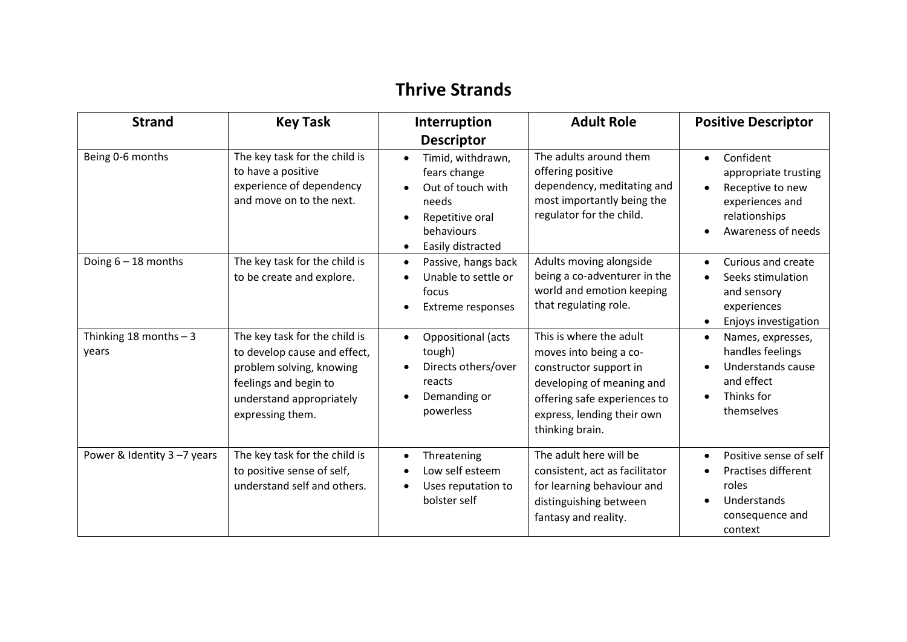# Thrive Strands

| Strand | Key Task | Interruption Descriptor | Adult Role | Positive Descriptor |
|---|---|---|---|---|
| Being 0-6 months | The key task for the child is to have a positive experience of dependency and move on to the next. | • Timid, withdrawn, fears change<br>• Out of touch with needs<br>• Repetitive oral behaviours<br>• Easily distracted | The adults around them offering positive dependency, meditating and most importantly being the regulator for the child. | • Confident appropriate trusting<br>• Receptive to new experiences and relationships<br>• Awareness of needs |
| Doing 6 – 18 months | The key task for the child is to be create and explore. | • Passive, hangs back<br>• Unable to settle or focus<br>• Extreme responses | Adults moving alongside being a co-adventurer in the world and emotion keeping that regulating role. | • Curious and create<br>• Seeks stimulation and sensory experiences<br>• Enjoys investigation |
| Thinking 18 months – 3 years | The key task for the child is to develop cause and effect, problem solving, knowing feelings and begin to understand appropriately expressing them. | • Oppositional (acts tough)<br>• Directs others/over reacts<br>• Demanding or powerless | This is where the adult moves into being a co-constructor support in developing of meaning and offering safe experiences to express, lending their own thinking brain. | • Names, expresses, handles feelings<br>• Understands cause and effect<br>• Thinks for themselves |
| Power & Identity 3 –7 years | The key task for the child is to positive sense of self, understand self and others. | • Threatening<br>• Low self esteem<br>• Uses reputation to bolster self | The adult here will be consistent, act as facilitator for learning behaviour and distinguishing between fantasy and reality. | • Positive sense of self<br>• Practises different roles<br>• Understands consequence and context |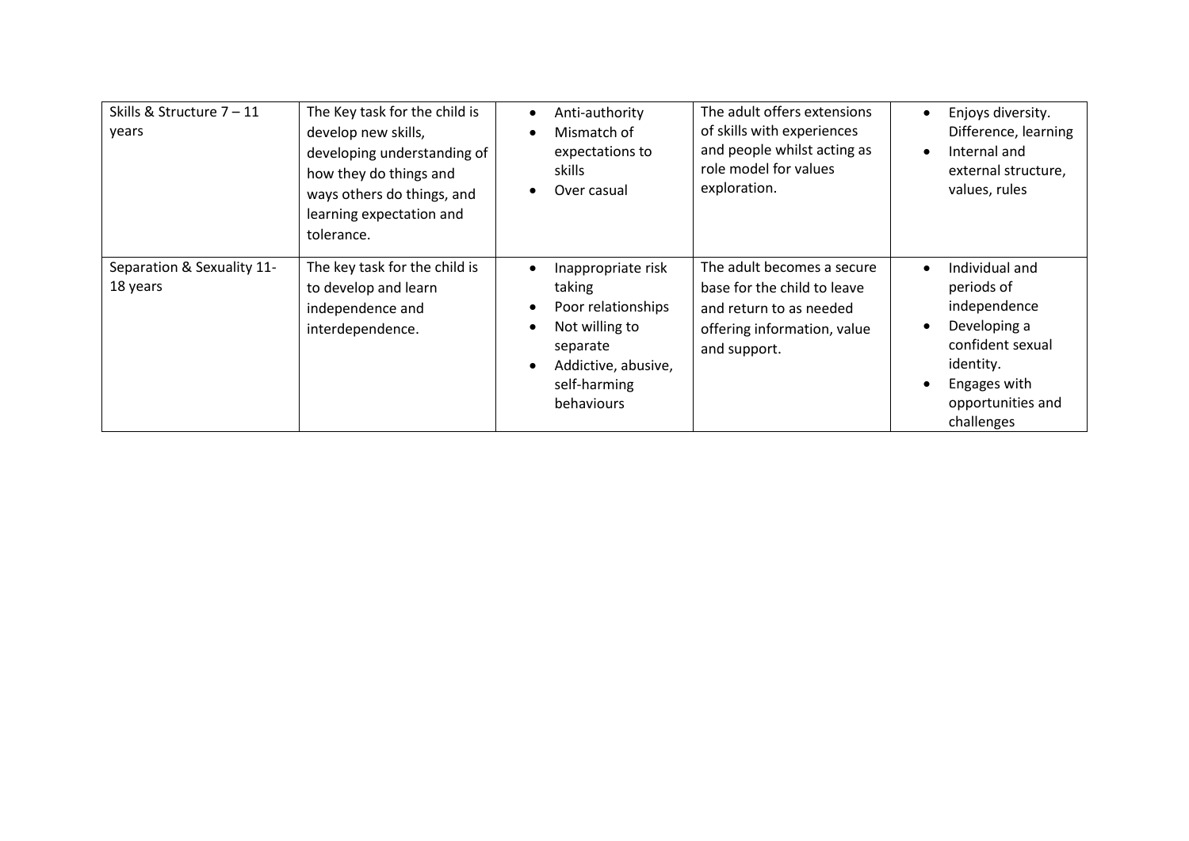| | | | | |
|---|---|---|---|---|
| Skills & Structure 7 – 11 years | The Key task for the child is develop new skills, developing understanding of how they do things and ways others do things, and learning expectation and tolerance. | • Anti-authority<br>• Mismatch of expectations to skills<br>• Over casual | The adult offers extensions of skills with experiences and people whilst acting as role model for values exploration. | • Enjoys diversity. Difference, learning<br>• Internal and external structure, values, rules |
| Separation & Sexuality 11-18 years | The key task for the child is to develop and learn independence and interdependence. | • Inappropriate risk taking<br>• Poor relationships<br>• Not willing to separate<br>• Addictive, abusive, self-harming behaviours | The adult becomes a secure base for the child to leave and return to as needed offering information, value and support. | • Individual and periods of independence<br>• Developing a confident sexual identity.<br>• Engages with opportunities and challenges |